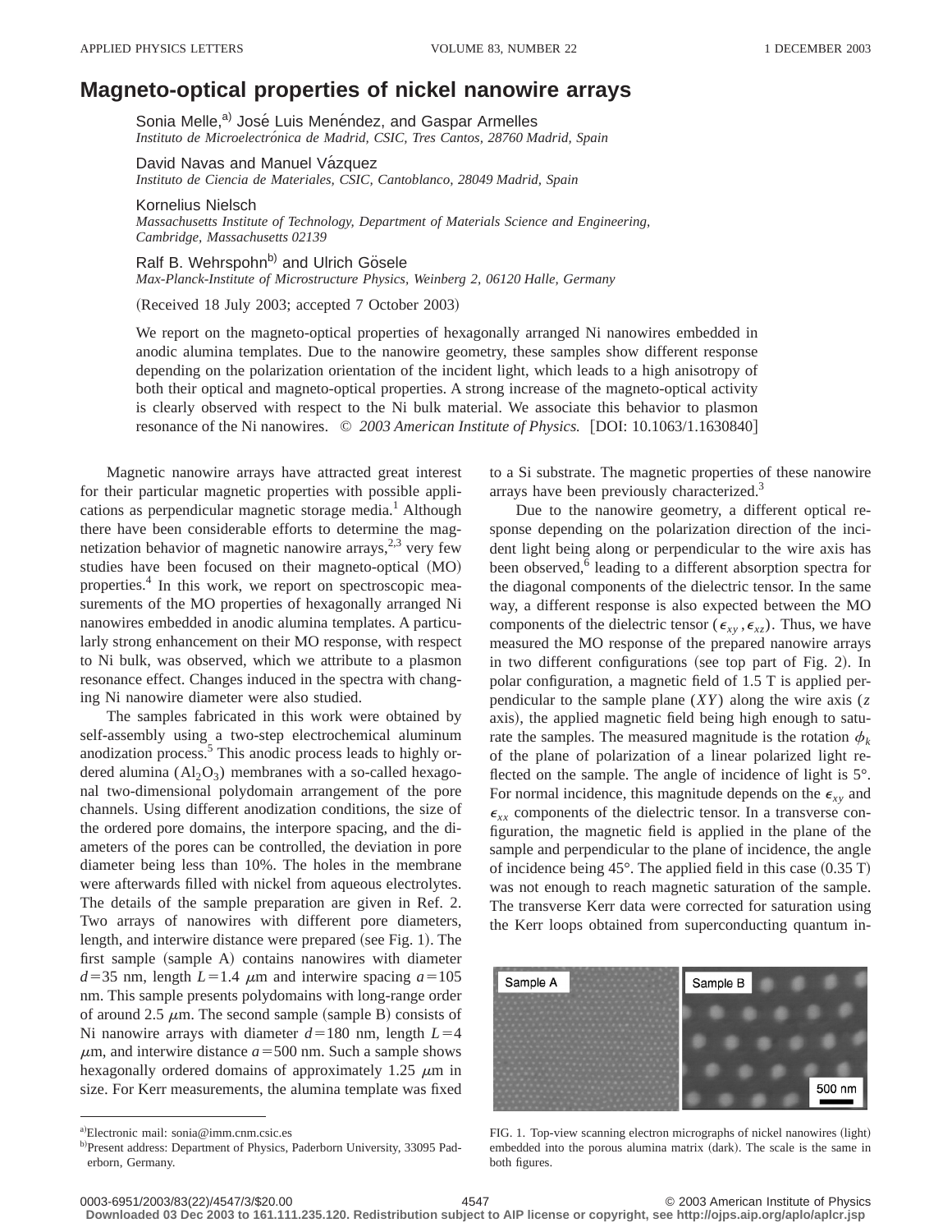# Magneto-optical properties of nickel nanowire arrays

Sonia Melle,[a] José Luis Menéndez, and Gaspar Armelles
*Instituto de Microelectrónica de Madrid, CSIC, Tres Cantos, 28760 Madrid, Spain*

David Navas and Manuel Vázquez
*Instituto de Ciencia de Materiales, CSIC, Cantoblanco, 28049 Madrid, Spain*

Kornelius Nielsch
*Massachusetts Institute of Technology, Department of Materials Science and Engineering, Cambridge, Massachusetts 02139*

Ralf B. Wehrspohn[b] and Ulrich Gösele
*Max-Planck-Institute of Microstructure Physics, Weinberg 2, 06120 Halle, Germany*

(Received 18 July 2003; accepted 7 October 2003)

We report on the magneto-optical properties of hexagonally arranged Ni nanowires embedded in anodic alumina templates. Due to the nanowire geometry, these samples show different response depending on the polarization orientation of the incident light, which leads to a high anisotropy of both their optical and magneto-optical properties. A strong increase of the magneto-optical activity is clearly observed with respect to the Ni bulk material. We associate this behavior to plasmon resonance of the Ni nanowires. © *2003 American Institute of Physics.* [DOI: 10.1063/1.1630840]

Magnetic nanowire arrays have attracted great interest for their particular magnetic properties with possible applications as perpendicular magnetic storage media.[1] Although there have been considerable efforts to determine the magnetization behavior of magnetic nanowire arrays,[2,3] very few studies have been focused on their magneto-optical (MO) properties.[4] In this work, we report on spectroscopic measurements of the MO properties of hexagonally arranged Ni nanowires embedded in anodic alumina templates. A particularly strong enhancement on their MO response, with respect to Ni bulk, was observed, which we attribute to a plasmon resonance effect. Changes induced in the spectra with changing Ni nanowire diameter were also studied.

The samples fabricated in this work were obtained by self-assembly using a two-step electrochemical aluminum anodization process.[5] This anodic process leads to highly ordered alumina ($Al_2O_3$) membranes with a so-called hexagonal two-dimensional polydomain arrangement of the pore channels. Using different anodization conditions, the size of the ordered pore domains, the interpore spacing, and the diameters of the pores can be controlled, the deviation in pore diameter being less than 10%. The holes in the membrane were afterwards filled with nickel from aqueous electrolytes. The details of the sample preparation are given in Ref. 2. Two arrays of nanowires with different pore diameters, length, and interwire distance were prepared (see Fig. 1). The first sample (sample A) contains nanowires with diameter $d=35$ nm, length $L=1.4$ $\mu$m and interwire spacing $a=105$ nm. This sample presents polydomains with long-range order of around 2.5 $\mu$m. The second sample (sample B) consists of Ni nanowire arrays with diameter $d=180$ nm, length $L=4$ $\mu$m, and interwire distance $a=500$ nm. Such a sample shows hexagonally ordered domains of approximately 1.25 $\mu$m in size. For Kerr measurements, the alumina template was fixed to a Si substrate. The magnetic properties of these nanowire arrays have been previously characterized.[3]

Due to the nanowire geometry, a different optical response depending on the polarization direction of the incident light being along or perpendicular to the wire axis has been observed,[6] leading to a different absorption spectra for the diagonal components of the dielectric tensor. In the same way, a different response is also expected between the MO components of the dielectric tensor ($\epsilon_{xy}, \epsilon_{xz}$). Thus, we have measured the MO response of the prepared nanowire arrays in two different configurations (see top part of Fig. 2). In polar configuration, a magnetic field of 1.5 T is applied perpendicular to the sample plane ($XY$) along the wire axis ($z$ axis), the applied magnetic field being high enough to saturate the samples. The measured magnitude is the rotation $\phi_k$ of the plane of polarization of a linear polarized light reflected on the sample. The angle of incidence of light is 5°. For normal incidence, this magnitude depends on the $\epsilon_{xy}$ and $\epsilon_{xx}$ components of the dielectric tensor. In a transverse configuration, the magnetic field is applied in the plane of the sample and perpendicular to the plane of incidence, the angle of incidence being 45°. The applied field in this case (0.35 T) was not enough to reach magnetic saturation of the sample. The transverse Kerr data were corrected for saturation using the Kerr loops obtained from superconducting quantum in-

FIG. 1. Top-view scanning electron micrographs of nickel nanowires (light) embedded into the porous alumina matrix (dark). The scale is the same in both figures.

[a] Electronic mail: sonia@imm.cnm.csic.es

[b] Present address: Department of Physics, Paderborn University, 33095 Paderborn, Germany.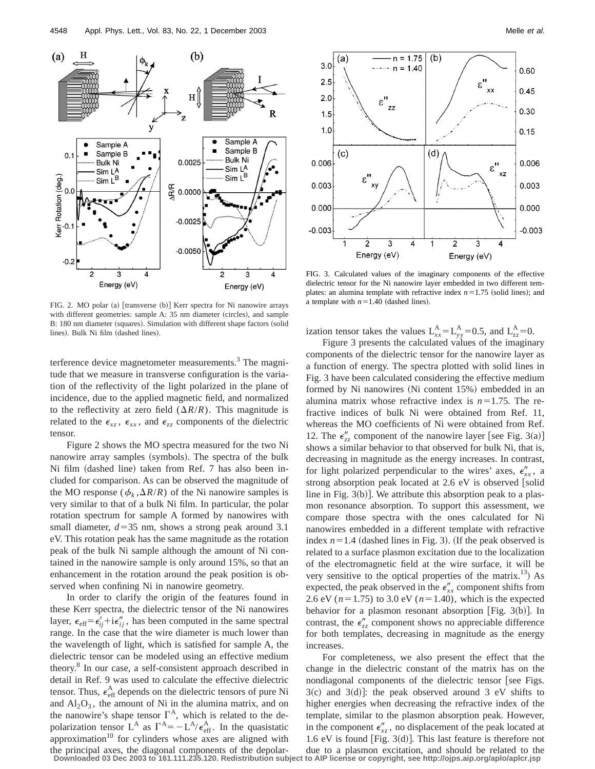FIG. 2. MO polar (a) [transverse (b)] Kerr spectra for Ni nanowire arrays with different geometries: sample A: 35 nm diameter (circles), and sample B: 180 nm diameter (squares). Simulation with different shape factors (solid lines). Bulk Ni film (dashed lines).

terference device magnetometer measurements.[3] The magnitude that we measure in transverse configuration is the variation of the reflectivity of the light polarized in the plane of incidence, due to the applied magnetic field, and normalized to the reflectivity at zero field ($\Delta R/R$). This magnitude is related to the $\epsilon_{xz}$, $\epsilon_{xx}$, and $\epsilon_{zz}$ components of the dielectric tensor.

Figure 2 shows the MO spectra measured for the two Ni nanowire array samples (symbols). The spectra of the bulk Ni film (dashed line) taken from Ref. 7 has also been included for comparison. As can be observed the magnitude of the MO response ($\phi_k, \Delta R/R$) of the Ni nanowire samples is very similar to that of a bulk Ni film. In particular, the polar rotation spectrum for sample A formed by nanowires with small diameter, $d=35$ nm, shows a strong peak around 3.1 eV. This rotation peak has the same magnitude as the rotation peak of the bulk Ni sample although the amount of Ni contained in the nanowire sample is only around 15%, so that an enhancement in the rotation around the peak position is observed when confining Ni in nanowire geometry.

In order to clarify the origin of the features found in these Kerr spectra, the dielectric tensor of the Ni nanowires layer, $\epsilon_{\mathrm{eff}} = \epsilon'_{ij} + i\epsilon''_{ij}$, has been computed in the same spectral range. In the case that the wire diameter is much lower than the wavelength of light, which is satisfied for sample A, the dielectric tensor can be modeled using an effective medium theory.[8] In our case, a self-consistent approach described in detail in Ref. 9 was used to calculate the effective dielectric tensor. Thus, $\epsilon^{\mathrm{A}}_{\mathrm{eff}}$ depends on the dielectric tensors of pure Ni and $Al_2O_3$, the amount of Ni in the alumina matrix, and on the nanowire's shape tensor $\Gamma^{\mathrm{A}}$, which is related to the depolarization tensor $\mathrm{L}^{\mathrm{A}}$ as $\Gamma^{\mathrm{A}} = -\mathrm{L}^{\mathrm{A}}/\epsilon^{\mathrm{A}}_{\mathrm{eff}}$. In the quasistatic approximation[10] for cylinders whose axes are aligned with the principal axes, the diagonal components of the depolarization tensor takes the values $\mathrm{L}^{\mathrm{A}}_{xx} = \mathrm{L}^{\mathrm{A}}_{yy} = 0.5$, and $\mathrm{L}^{\mathrm{A}}_{zz} = 0$.

FIG. 3. Calculated values of the imaginary components of the effective dielectric tensor for the Ni nanowire layer embedded in two different templates: an alumina template with refractive index $n=1.75$ (solid lines); and a template with $n=1.40$ (dashed lines).

Figure 3 presents the calculated values of the imaginary components of the dielectric tensor for the nanowire layer as a function of energy. The spectra plotted with solid lines in Fig. 3 have been calculated considering the effective medium formed by Ni nanowires (Ni content 15%) embedded in an alumina matrix whose refractive index is $n=1.75$. The refractive indices of bulk Ni were obtained from Ref. 11, whereas the MO coefficients of Ni were obtained from Ref. 12. The $\epsilon''_{zz}$ component of the nanowire layer [see Fig. 3(a)] shows a similar behavior to that observed for bulk Ni, that is, decreasing in magnitude as the energy increases. In contrast, for light polarized perpendicular to the wires' axes, $\epsilon''_{xx}$, a strong absorption peak located at 2.6 eV is observed [solid line in Fig. 3(b)]. We attribute this absorption peak to a plasmon resonance absorption. To support this assessment, we compare those spectra with the ones calculated for Ni nanowires embedded in a different template with refractive index $n=1.4$ (dashed lines in Fig. 3). (If the peak observed is related to a surface plasmon excitation due to the localization of the electromagnetic field at the wire surface, it will be very sensitive to the optical properties of the matrix.[13]) As expected, the peak observed in the $\epsilon''_{xx}$ component shifts from 2.6 eV ($n=1.75$) to 3.0 eV ($n=1.40$), which is the expected behavior for a plasmon resonant absorption [Fig. 3(b)]. In contrast, the $\epsilon''_{zz}$ component shows no appreciable difference for both templates, decreasing in magnitude as the energy increases.

For completeness, we also present the effect that the change in the dielectric constant of the matrix has on the nondiagonal components of the dielectric tensor [see Figs. 3(c) and 3(d)]: the peak observed around 3 eV shifts to higher energies when decreasing the refractive index of the template, similar to the plasmon absorption peak. However, in the component $\epsilon''_{xz}$, no displacement of the peak located at 1.6 eV is found [Fig. 3(d)]. This last feature is therefore not due to a plasmon excitation, and should be related to the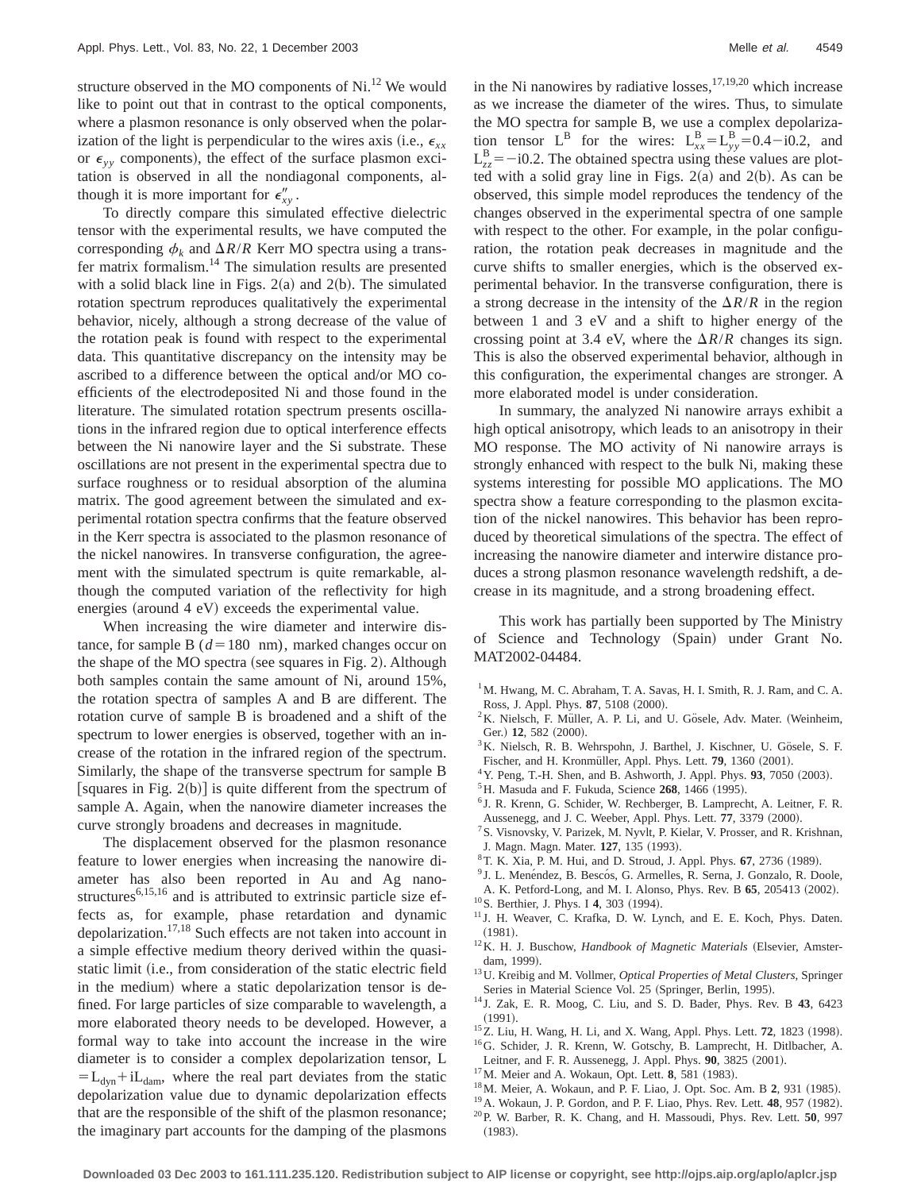structure observed in the MO components of Ni.[12] We would like to point out that in contrast to the optical components, where a plasmon resonance is only observed when the polarization of the light is perpendicular to the wires axis (i.e., $\epsilon_{xx}$ or $\epsilon_{yy}$ components), the effect of the surface plasmon excitation is observed in all the nondiagonal components, although it is more important for $\epsilon''_{xy}$.

To directly compare this simulated effective dielectric tensor with the experimental results, we have computed the corresponding $\phi_k$ and $\Delta R/R$ Kerr MO spectra using a transfer matrix formalism.[14] The simulation results are presented with a solid black line in Figs. 2(a) and 2(b). The simulated rotation spectrum reproduces qualitatively the experimental behavior, nicely, although a strong decrease of the value of the rotation peak is found with respect to the experimental data. This quantitative discrepancy on the intensity may be ascribed to a difference between the optical and/or MO coefficients of the electrodeposited Ni and those found in the literature. The simulated rotation spectrum presents oscillations in the infrared region due to optical interference effects between the Ni nanowire layer and the Si substrate. These oscillations are not present in the experimental spectra due to surface roughness or to residual absorption of the alumina matrix. The good agreement between the simulated and experimental rotation spectra confirms that the feature observed in the Kerr spectra is associated to the plasmon resonance of the nickel nanowires. In transverse configuration, the agreement with the simulated spectrum is quite remarkable, although the computed variation of the reflectivity for high energies (around 4 eV) exceeds the experimental value.

When increasing the wire diameter and interwire distance, for sample B ($d = 180$ nm), marked changes occur on the shape of the MO spectra (see squares in Fig. 2). Although both samples contain the same amount of Ni, around 15%, the rotation spectra of samples A and B are different. The rotation curve of sample B is broadened and a shift of the spectrum to lower energies is observed, together with an increase of the rotation in the infrared region of the spectrum. Similarly, the shape of the transverse spectrum for sample B [squares in Fig. 2(b)] is quite different from the spectrum of sample A. Again, when the nanowire diameter increases the curve strongly broadens and decreases in magnitude.

The displacement observed for the plasmon resonance feature to lower energies when increasing the nanowire diameter has also been reported in Au and Ag nanostructures[6,15,16] and is attributed to extrinsic particle size effects as, for example, phase retardation and dynamic depolarization.[17,18] Such effects are not taken into account in a simple effective medium theory derived within the quasistatic limit (i.e., from consideration of the static electric field in the medium) where a static depolarization tensor is defined. For large particles of size comparable to wavelength, a more elaborated theory needs to be developed. However, a formal way to take into account the increase in the wire diameter is to consider a complex depolarization tensor, $L = L_{dyn} + iL_{dam}$, where the real part deviates from the static depolarization value due to dynamic depolarization effects that are the responsible of the shift of the plasmon resonance; the imaginary part accounts for the damping of the plasmons in the Ni nanowires by radiative losses,[17,19,20] which increase as we increase the diameter of the wires. Thus, to simulate the MO spectra for sample B, we use a complex depolarization tensor $L^B$ for the wires: $L^B_{xx} = L^B_{yy} = 0.4 - i0.2$, and $L^B_{zz} = -i0.2$. The obtained spectra using these values are plotted with a solid gray line in Figs. 2(a) and 2(b). As can be observed, this simple model reproduces the tendency of the changes observed in the experimental spectra of one sample with respect to the other. For example, in the polar configuration, the rotation peak decreases in magnitude and the curve shifts to smaller energies, which is the observed experimental behavior. In the transverse configuration, there is a strong decrease in the intensity of the $\Delta R/R$ in the region between 1 and 3 eV and a shift to higher energy of the crossing point at 3.4 eV, where the $\Delta R/R$ changes its sign. This is also the observed experimental behavior, although in this configuration, the experimental changes are stronger. A more elaborated model is under consideration.

In summary, the analyzed Ni nanowire arrays exhibit a high optical anisotropy, which leads to an anisotropy in their MO response. The MO activity of Ni nanowire arrays is strongly enhanced with respect to the bulk Ni, making these systems interesting for possible MO applications. The MO spectra show a feature corresponding to the plasmon excitation of the nickel nanowires. This behavior has been reproduced by theoretical simulations of the spectra. The effect of increasing the nanowire diameter and interwire distance produces a strong plasmon resonance wavelength redshift, a decrease in its magnitude, and a strong broadening effect.

This work has partially been supported by The Ministry of Science and Technology (Spain) under Grant No. MAT2002-04484.

[1] M. Hwang, M. C. Abraham, T. A. Savas, H. I. Smith, R. J. Ram, and C. A. Ross, J. Appl. Phys. **87**, 5108 (2000).

[2] K. Nielsch, F. Müller, A. P. Li, and U. Gösele, Adv. Mater. (Weinheim, Ger.) **12**, 582 (2000).

[3] K. Nielsch, R. B. Wehrspohn, J. Barthel, J. Kischner, U. Gösele, S. F. Fischer, and H. Kronmüller, Appl. Phys. Lett. **79**, 1360 (2001).

[4] Y. Peng, T.-H. Shen, and B. Ashworth, J. Appl. Phys. **93**, 7050 (2003).

[5] H. Masuda and F. Fukuda, Science **268**, 1466 (1995).

[6] J. R. Krenn, G. Schider, W. Rechberger, B. Lamprecht, A. Leitner, F. R. Aussenegg, and J. C. Weeber, Appl. Phys. Lett. **77**, 3379 (2000).

[7] S. Visnovsky, V. Parizek, M. Nyvlt, P. Kielar, V. Prosser, and R. Krishnan, J. Magn. Magn. Mater. **127**, 135 (1993).

[8] T. K. Xia, P. M. Hui, and D. Stroud, J. Appl. Phys. **67**, 2736 (1989).

[9] J. L. Menéndez, B. Bescós, G. Armelles, R. Serna, J. Gonzalo, R. Doole, A. K. Petford-Long, and M. I. Alonso, Phys. Rev. B **65**, 205413 (2002).

[10] S. Berthier, J. Phys. I **4**, 303 (1994).

[11] J. H. Weaver, C. Krafka, D. W. Lynch, and E. E. Koch, Phys. Daten. (1981).

[12] K. H. J. Buschow, *Handbook of Magnetic Materials* (Elsevier, Amsterdam, 1999).

[13] U. Kreibig and M. Vollmer, *Optical Properties of Metal Clusters*, Springer Series in Material Science Vol. 25 (Springer, Berlin, 1995).

[14] J. Zak, E. R. Moog, C. Liu, and S. D. Bader, Phys. Rev. B **43**, 6423 (1991).

[15] Z. Liu, H. Li, and X. Wang, Appl. Phys. Lett. **72**, 1823 (1998).

[16] G. Schider, J. R. Krenn, W. Gotschy, B. Lamprecht, H. Ditlbacher, A. Leitner, and F. R. Aussenegg, J. Appl. Phys. **90**, 3825 (2001).

[17] M. Meier and A. Wokaun, Opt. Lett. **8**, 581 (1983).

[18] M. Meier, A. Wokaun, and P. F. Liao, J. Opt. Soc. Am. B **2**, 931 (1985).

[19] A. Wokaun, J. P. Gordon, and P. F. Liao, Phys. Rev. Lett. **48**, 957 (1982).

[20] P. W. Barber, R. K. Chang, and H. Massoudi, Phys. Rev. Lett. **50**, 997 (1983).